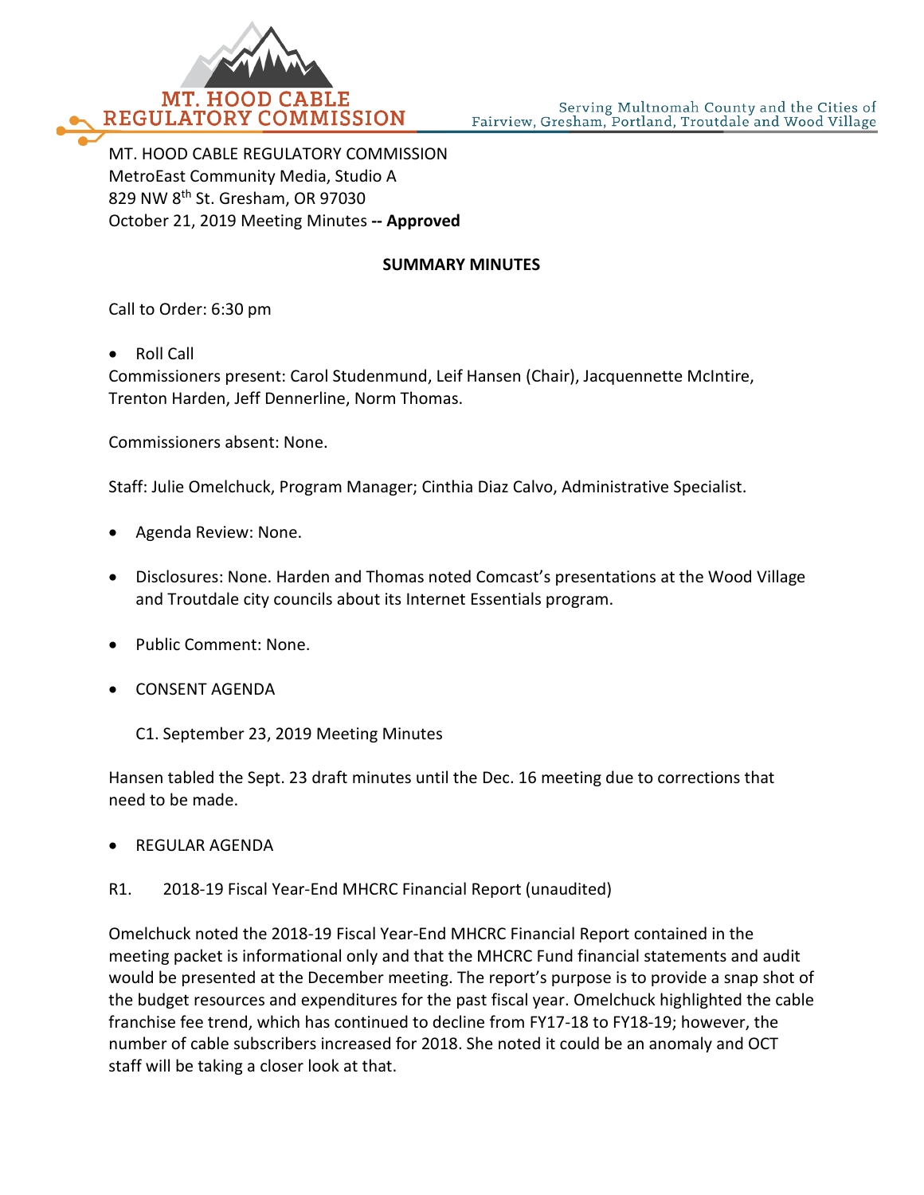MT. HOOD CABLE REGULATORY COMMISSION

Serving Multnomah County and the Cities of Fairview, Gresham, Portland, Troutdale and Wood Village

MT. HOOD CABLE REGULATORY COMMISSION
MetroEast Community Media, Studio A
829 NW 8th St. Gresham, OR 97030
October 21, 2019 Meeting Minutes -- **Approved**

**SUMMARY MINUTES**

Call to Order: 6:30 pm

- Roll Call

Commissioners present: Carol Studenmund, Leif Hansen (Chair), Jacquennette McIntire, Trenton Harden, Jeff Dennerline, Norm Thomas.

Commissioners absent: None.

Staff: Julie Omelchuck, Program Manager; Cinthia Diaz Calvo, Administrative Specialist.

- Agenda Review: None.
- Disclosures: None. Harden and Thomas noted Comcast's presentations at the Wood Village and Troutdale city councils about its Internet Essentials program.
- Public Comment: None.
- CONSENT AGENDA

C1. September 23, 2019 Meeting Minutes

Hansen tabled the Sept. 23 draft minutes until the Dec. 16 meeting due to corrections that need to be made.

- REGULAR AGENDA

R1. 2018-19 Fiscal Year-End MHCRC Financial Report (unaudited)

Omelchuck noted the 2018-19 Fiscal Year-End MHCRC Financial Report contained in the meeting packet is informational only and that the MHCRC Fund financial statements and audit would be presented at the December meeting. The report's purpose is to provide a snap shot of the budget resources and expenditures for the past fiscal year. Omelchuck highlighted the cable franchise fee trend, which has continued to decline from FY17-18 to FY18-19; however, the number of cable subscribers increased for 2018. She noted it could be an anomaly and OCT staff will be taking a closer look at that.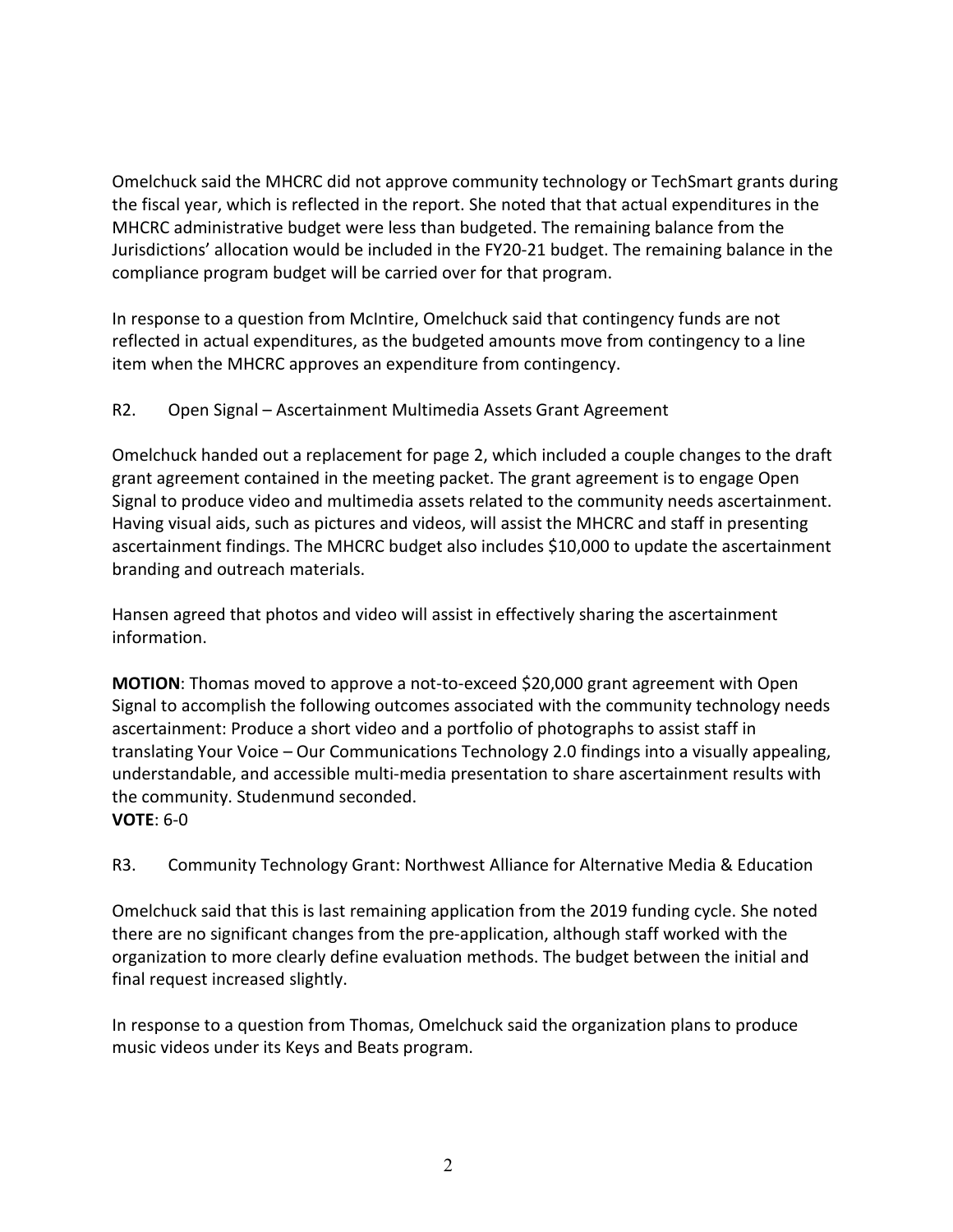Omelchuck said the MHCRC did not approve community technology or TechSmart grants during the fiscal year, which is reflected in the report. She noted that that actual expenditures in the MHCRC administrative budget were less than budgeted. The remaining balance from the Jurisdictions' allocation would be included in the FY20-21 budget. The remaining balance in the compliance program budget will be carried over for that program.

In response to a question from McIntire, Omelchuck said that contingency funds are not reflected in actual expenditures, as the budgeted amounts move from contingency to a line item when the MHCRC approves an expenditure from contingency.

R2. Open Signal – Ascertainment Multimedia Assets Grant Agreement

Omelchuck handed out a replacement for page 2, which included a couple changes to the draft grant agreement contained in the meeting packet. The grant agreement is to engage Open Signal to produce video and multimedia assets related to the community needs ascertainment. Having visual aids, such as pictures and videos, will assist the MHCRC and staff in presenting ascertainment findings. The MHCRC budget also includes $10,000 to update the ascertainment branding and outreach materials.

Hansen agreed that photos and video will assist in effectively sharing the ascertainment information.

**MOTION**: Thomas moved to approve a not-to-exceed $20,000 grant agreement with Open Signal to accomplish the following outcomes associated with the community technology needs ascertainment: Produce a short video and a portfolio of photographs to assist staff in translating Your Voice – Our Communications Technology 2.0 findings into a visually appealing, understandable, and accessible multi-media presentation to share ascertainment results with the community. Studenmund seconded.
**VOTE**: 6-0

R3. Community Technology Grant: Northwest Alliance for Alternative Media & Education

Omelchuck said that this is last remaining application from the 2019 funding cycle. She noted there are no significant changes from the pre-application, although staff worked with the organization to more clearly define evaluation methods. The budget between the initial and final request increased slightly.

In response to a question from Thomas, Omelchuck said the organization plans to produce music videos under its Keys and Beats program.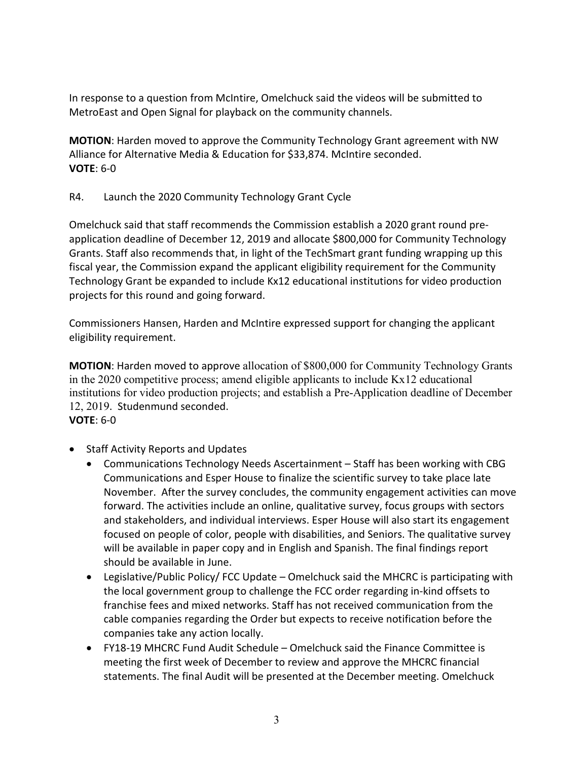In response to a question from McIntire, Omelchuck said the videos will be submitted to MetroEast and Open Signal for playback on the community channels.

**MOTION**: Harden moved to approve the Community Technology Grant agreement with NW Alliance for Alternative Media & Education for $33,874. McIntire seconded.
**VOTE**: 6-0

R4. Launch the 2020 Community Technology Grant Cycle

Omelchuck said that staff recommends the Commission establish a 2020 grant round pre-application deadline of December 12, 2019 and allocate $800,000 for Community Technology Grants. Staff also recommends that, in light of the TechSmart grant funding wrapping up this fiscal year, the Commission expand the applicant eligibility requirement for the Community Technology Grant be expanded to include Kx12 educational institutions for video production projects for this round and going forward.

Commissioners Hansen, Harden and McIntire expressed support for changing the applicant eligibility requirement.

**MOTION**: Harden moved to approve allocation of $800,000 for Community Technology Grants in the 2020 competitive process; amend eligible applicants to include Kx12 educational institutions for video production projects; and establish a Pre-Application deadline of December 12, 2019. Studenmund seconded.
**VOTE**: 6-0

- Staff Activity Reports and Updates
  - Communications Technology Needs Ascertainment – Staff has been working with CBG Communications and Esper House to finalize the scientific survey to take place late November. After the survey concludes, the community engagement activities can move forward. The activities include an online, qualitative survey, focus groups with sectors and stakeholders, and individual interviews. Esper House will also start its engagement focused on people of color, people with disabilities, and Seniors. The qualitative survey will be available in paper copy and in English and Spanish. The final findings report should be available in June.
  - Legislative/Public Policy/ FCC Update – Omelchuck said the MHCRC is participating with the local government group to challenge the FCC order regarding in-kind offsets to franchise fees and mixed networks. Staff has not received communication from the cable companies regarding the Order but expects to receive notification before the companies take any action locally.
  - FY18-19 MHCRC Fund Audit Schedule – Omelchuck said the Finance Committee is meeting the first week of December to review and approve the MHCRC financial statements. The final Audit will be presented at the December meeting. Omelchuck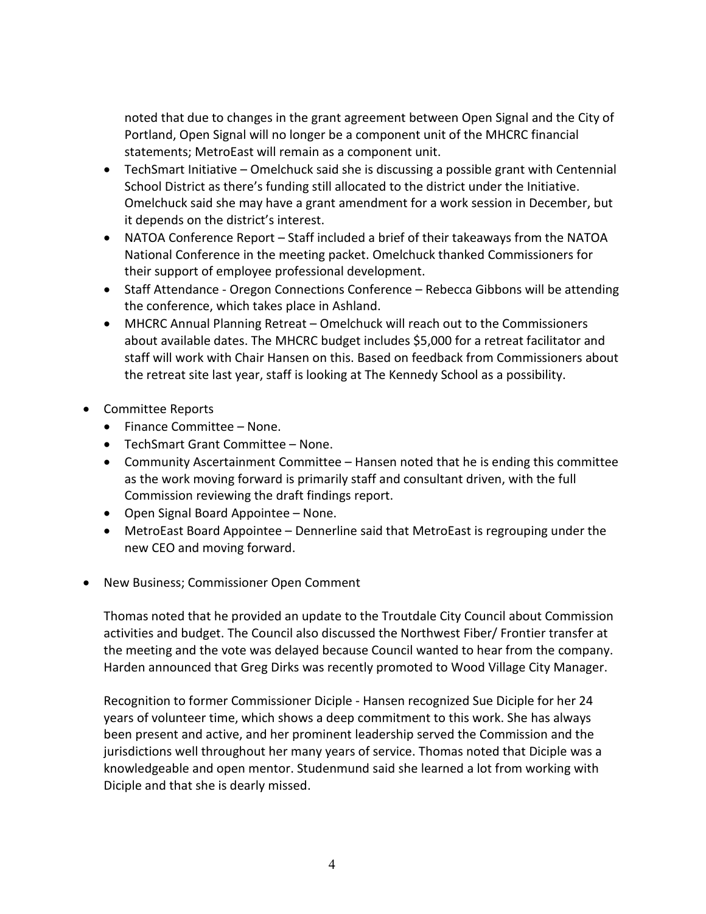noted that due to changes in the grant agreement between Open Signal and the City of Portland, Open Signal will no longer be a component unit of the MHCRC financial statements; MetroEast will remain as a component unit.

- TechSmart Initiative – Omelchuck said she is discussing a possible grant with Centennial School District as there's funding still allocated to the district under the Initiative. Omelchuck said she may have a grant amendment for a work session in December, but it depends on the district's interest.
- NATOA Conference Report – Staff included a brief of their takeaways from the NATOA National Conference in the meeting packet. Omelchuck thanked Commissioners for their support of employee professional development.
- Staff Attendance - Oregon Connections Conference – Rebecca Gibbons will be attending the conference, which takes place in Ashland.
- MHCRC Annual Planning Retreat – Omelchuck will reach out to the Commissioners about available dates. The MHCRC budget includes $5,000 for a retreat facilitator and staff will work with Chair Hansen on this. Based on feedback from Commissioners about the retreat site last year, staff is looking at The Kennedy School as a possibility.

- Committee Reports
  - Finance Committee – None.
  - TechSmart Grant Committee – None.
  - Community Ascertainment Committee – Hansen noted that he is ending this committee as the work moving forward is primarily staff and consultant driven, with the full Commission reviewing the draft findings report.
  - Open Signal Board Appointee – None.
  - MetroEast Board Appointee – Dennerline said that MetroEast is regrouping under the new CEO and moving forward.

- New Business; Commissioner Open Comment

  Thomas noted that he provided an update to the Troutdale City Council about Commission activities and budget. The Council also discussed the Northwest Fiber/ Frontier transfer at the meeting and the vote was delayed because Council wanted to hear from the company. Harden announced that Greg Dirks was recently promoted to Wood Village City Manager.

  Recognition to former Commissioner Diciple - Hansen recognized Sue Diciple for her 24 years of volunteer time, which shows a deep commitment to this work. She has always been present and active, and her prominent leadership served the Commission and the jurisdictions well throughout her many years of service. Thomas noted that Diciple was a knowledgeable and open mentor. Studenmund said she learned a lot from working with Diciple and that she is dearly missed.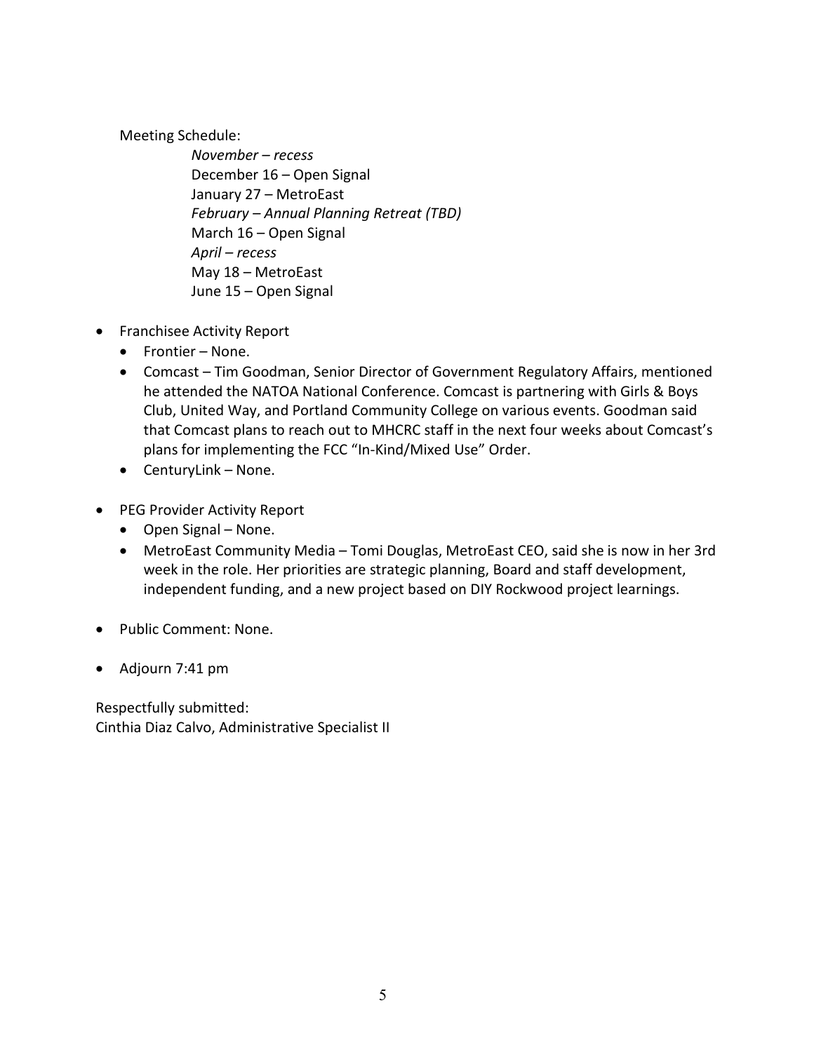Meeting Schedule:

*November – recess*
December 16 – Open Signal
January 27 – MetroEast
*February – Annual Planning Retreat (TBD)*
March 16 – Open Signal
*April – recess*
May 18 – MetroEast
June 15 – Open Signal

- Franchisee Activity Report
  - Frontier – None.
  - Comcast – Tim Goodman, Senior Director of Government Regulatory Affairs, mentioned he attended the NATOA National Conference. Comcast is partnering with Girls & Boys Club, United Way, and Portland Community College on various events. Goodman said that Comcast plans to reach out to MHCRC staff in the next four weeks about Comcast's plans for implementing the FCC "In-Kind/Mixed Use" Order.
  - CenturyLink – None.

- PEG Provider Activity Report
  - Open Signal – None.
  - MetroEast Community Media – Tomi Douglas, MetroEast CEO, said she is now in her 3rd week in the role. Her priorities are strategic planning, Board and staff development, independent funding, and a new project based on DIY Rockwood project learnings.

- Public Comment: None.

- Adjourn 7:41 pm

Respectfully submitted:
Cinthia Diaz Calvo, Administrative Specialist II